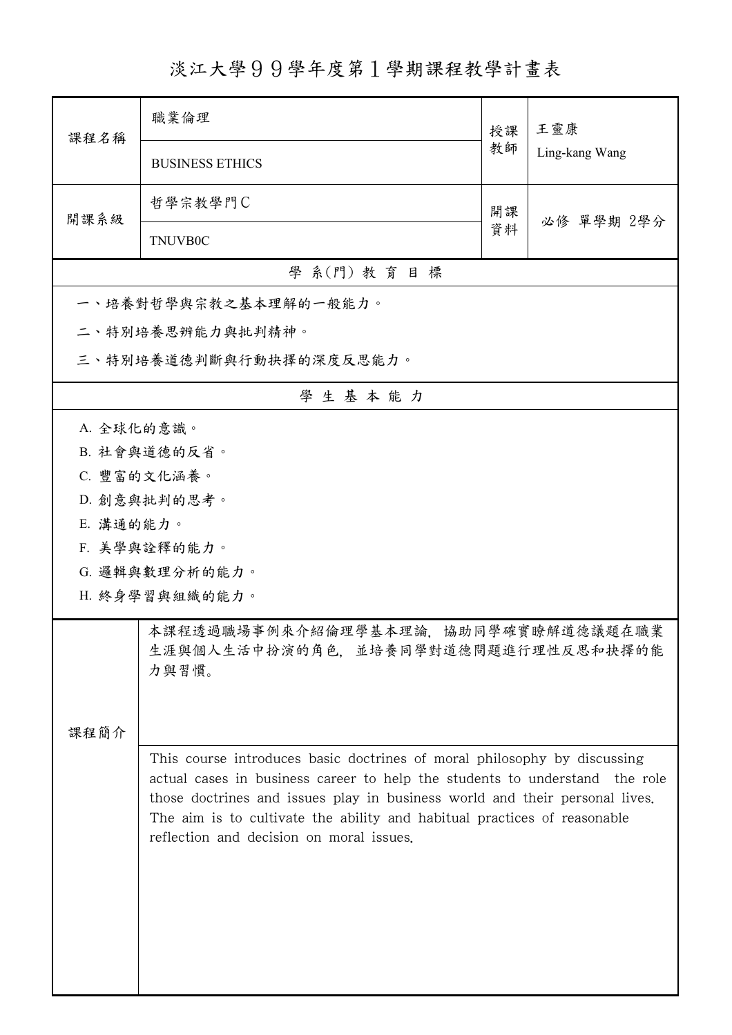# 淡江大學９９學年度第１學期課程教學計畫表

| 課程名稱 | 職業倫理<br>BUSINESS ETHICS | 授課教師 | 王靈康<br>Ling-kang Wang |
|---|---|---|---|
| 開課系級 | 哲學宗教學門C<br>TNUVB0C | 開課資料 | 必修 單學期 2學分 |

## 學 系(門) 教 育 目 標

一、培養對哲學與宗教之基本理解的一般能力。

二、特別培養思辨能力與批判精神。

三、特別培養道德判斷與行動抉擇的深度反思能力。

## 學 生 基 本 能 力

A. 全球化的意識。

B. 社會與道德的反省。

C. 豐富的文化涵養。

D. 創意與批判的思考。

E. 溝通的能力。

F. 美學與詮釋的能力。

G. 邏輯與數理分析的能力。

H. 終身學習與組織的能力。

## 課程簡介

本課程透過職場事例來介紹倫理學基本理論，協助同學確實瞭解道德議題在職業生涯與個人生活中扮演的角色，並培養同學對道德問題進行理性反思和抉擇的能力與習慣。

This course introduces basic doctrines of moral philosophy by discussing actual cases in business career to help the students to understand the role those doctrines and issues play in business world and their personal lives. The aim is to cultivate the ability and habitual practices of reasonable reflection and decision on moral issues.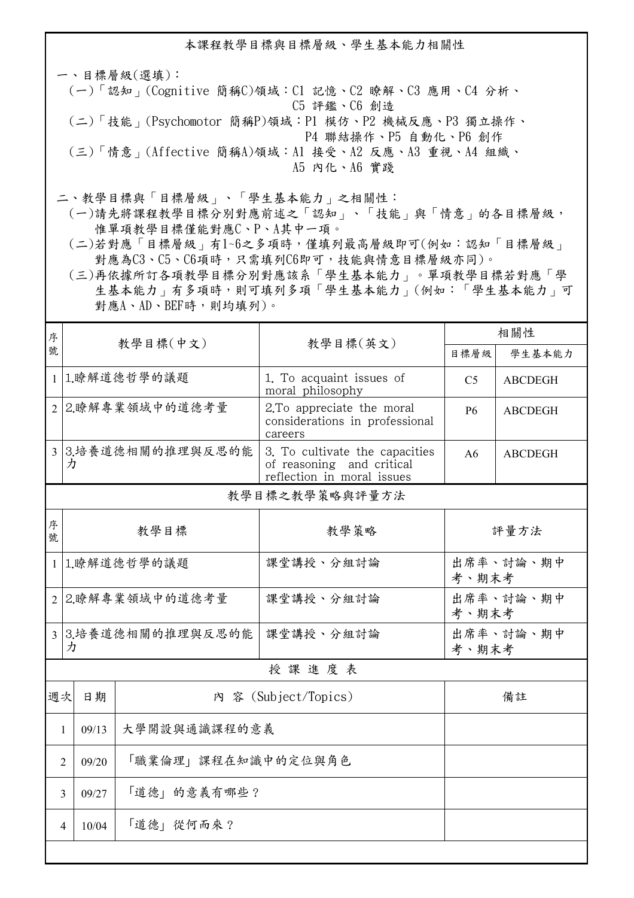## 本課程教學目標與目標層級、學生基本能力相關性

一、目標層級(選填)：

(一)「認知」(Cognitive 簡稱C)領域：C1 記憶、C2 瞭解、C3 應用、C4 分析、C5 評鑑、C6 創造

(二)「技能」(Psychomotor 簡稱P)領域：P1 模仿、P2 機械反應、P3 獨立操作、P4 聯結操作、P5 自動化、P6 創作

(三)「情意」(Affective 簡稱A)領域：A1 接受、A2 反應、A3 重視、A4 組織、A5 內化、A6 實踐

二、教學目標與「目標層級」、「學生基本能力」之相關性：

(一)請先將課程教學目標分別對應前述之「認知」、「技能」與「情意」的各目標層級，惟單項教學目標僅能對應C、P、A其中一項。

(二)若對應「目標層級」有1~6之多項時，僅填列最高層級即可(例如：認知「目標層級」對應為C3、C5、C6項時，只需填列C6即可，技能與情意目標層級亦同)。

(三)再依據所訂各項教學目標分別對應該系「學生基本能力」。單項教學目標若對應「學生基本能力」有多項時，則可填列多項「學生基本能力」(例如：「學生基本能力」可對應A、AD、BEF時，則均填列)。

| 序號 | 教學目標(中文) | 教學目標(英文) | 相關性 | |
|---|---|---|---|---|
| | | | 目標層級 | 學生基本能力 |
| 1 | 1.瞭解道德哲學的議題 | 1. To acquaint issues of moral philosophy | C5 | ABCDEGH |
| 2 | 2.瞭解專業領域中的道德考量 | 2.To appreciate the moral considerations in professional careers | P6 | ABCDEGH |
| 3 | 3.培養道德相關的推理與反思的能力 | 3. To cultivate the capacities of reasoning and critical reflection in moral issues | A6 | ABCDEGH |

## 教學目標之教學策略與評量方法

| 序號 | 教學目標 | 教學策略 | 評量方法 |
|---|---|---|---|
| 1 | 1.瞭解道德哲學的議題 | 課堂講授、分組討論 | 出席率、討論、期中考、期末考 |
| 2 | 2.瞭解專業領域中的道德考量 | 課堂講授、分組討論 | 出席率、討論、期中考、期末考 |
| 3 | 3.培養道德相關的推理與反思的能力 | 課堂講授、分組討論 | 出席率、討論、期中考、期末考 |

## 授 課 進 度 表

| 週次 | 日期 | 內 容 (Subject/Topics) | 備註 |
|---|---|---|---|
| 1 | 09/13 | 大學開設與通識課程的意義 | |
| 2 | 09/20 | 「職業倫理」課程在知識中的定位與角色 | |
| 3 | 09/27 | 「道德」的意義有哪些？ | |
| 4 | 10/04 | 「道德」從何而來？ | |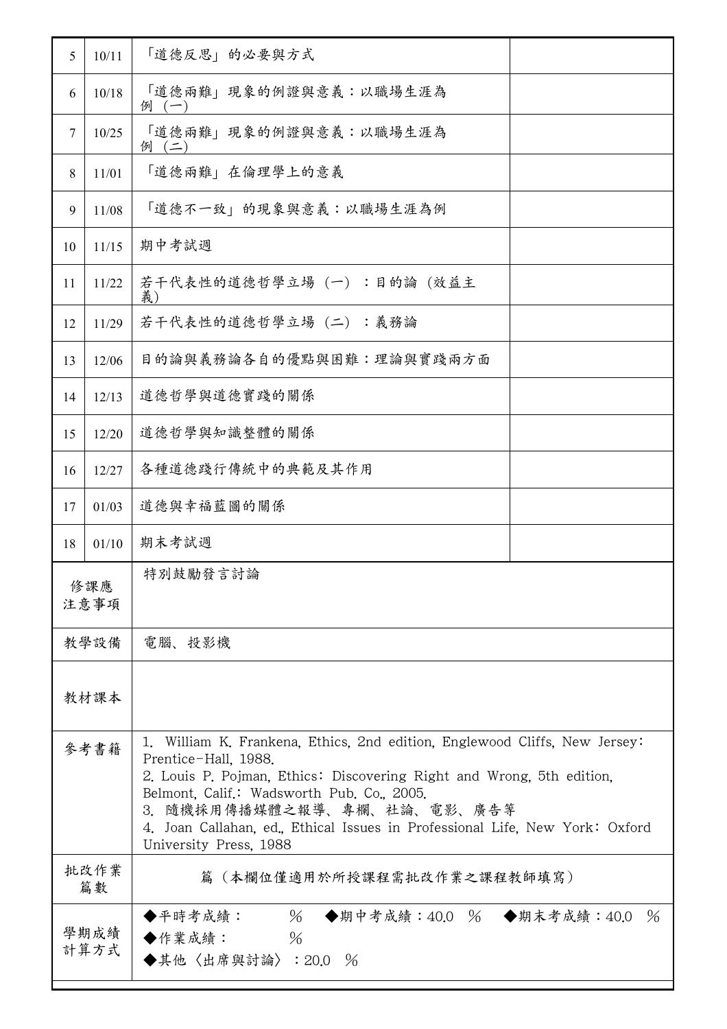| 5 | 10/11 | 「道德反思」的必要與方式 | |
|---|---|---|---|
| 6 | 10/18 | 「道德兩難」現象的例證與意義：以職場生涯為例（一） | |
| 7 | 10/25 | 「道德兩難」現象的例證與意義：以職場生涯為例（二） | |
| 8 | 11/01 | 「道德兩難」在倫理學上的意義 | |
| 9 | 11/08 | 「道德不一致」的現象與意義：以職場生涯為例 | |
| 10 | 11/15 | 期中考試週 | |
| 11 | 11/22 | 若干代表性的道德哲學立場（一）：目的論（效益主義） | |
| 12 | 11/29 | 若干代表性的道德哲學立場（二）：義務論 | |
| 13 | 12/06 | 目的論與義務論各自的優點與困難：理論與實踐兩方面 | |
| 14 | 12/13 | 道德哲學與道德實踐的關係 | |
| 15 | 12/20 | 道德哲學與知識整體的關係 | |
| 16 | 12/27 | 各種道德踐行傳統中的典範及其作用 | |
| 17 | 01/03 | 道德與幸福藍圖的關係 | |
| 18 | 01/10 | 期末考試週 | |

| 修課應注意事項 | 特別鼓勵發言討論 |
|---|---|
| 教學設備 | 電腦、投影機 |
| 教材課本 | |
| 參考書籍 | 1. William K. Frankena, Ethics, 2nd edition, Englewood Cliffs, New Jersey: Prentice-Hall, 1988.<br>2. Louis P. Pojman, Ethics: Discovering Right and Wrong, 5th edition, Belmont, Calif.: Wadsworth Pub. Co., 2005.<br>3. 隨機採用傳播媒體之報導、專欄、社論、電影、廣告等<br>4. Joan Callahan, ed., Ethical Issues in Professional Life, New York: Oxford University Press, 1988 |
| 批改作業篇數 | 篇（本欄位僅適用於所授課程需批改作業之課程教師填寫） |
| 學期成績計算方式 | ◆平時考成績： % ◆期中考成績：40.0 % ◆期末考成績：40.0 %<br>◆作業成績： %<br>◆其他〈出席與討論〉：20.0 % |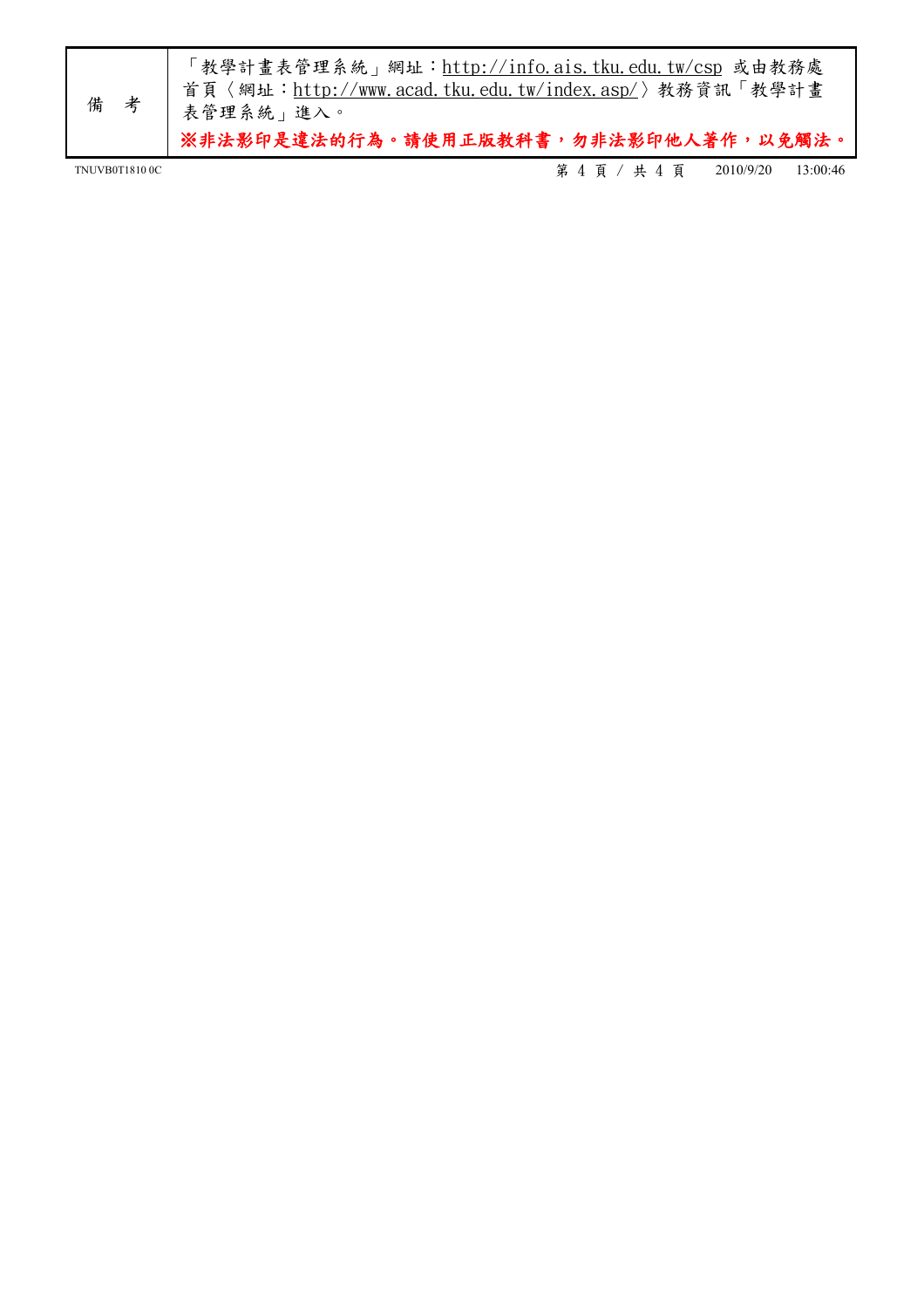| | |
|---|---|
| 備　考 | 「教學計畫表管理系統」網址：http://info.ais.tku.edu.tw/csp 或由教務處首頁〈網址：http://www.acad.tku.edu.tw/index.asp/〉教務資訊「教學計畫表管理系統」進入。<br>**※非法影印是違法的行為。請使用正版教科書，勿非法影印他人著作，以免觸法。** |

TNUVB0T1810 0C